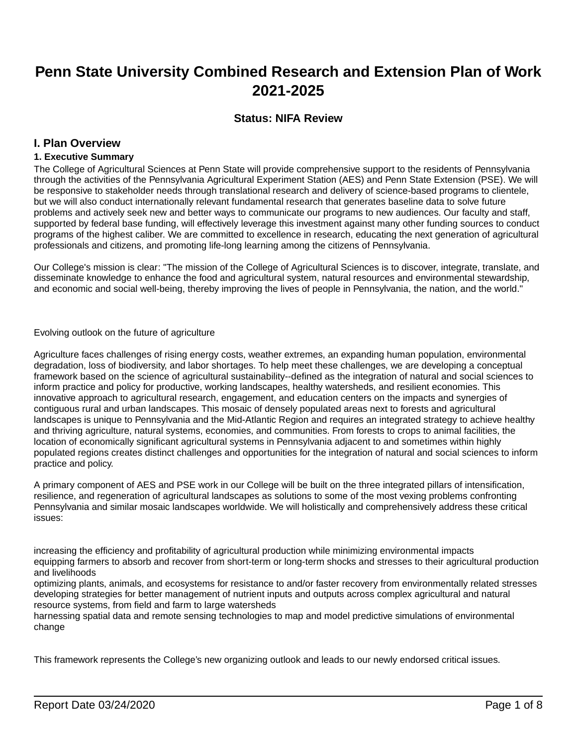# Penn State University Combined Research and Extension Plan of Work 2021-2025

### Status: NIFA Review

## I. Plan Overview

### 1. Executive Summary

The College of Agricultural Sciences at Penn State will provide comprehensive support to the residents of Pennsylvania through the activities of the Pennsylvania Agricultural Experiment Station (AES) and Penn State Extension (PSE). We will be responsive to stakeholder needs through translational research and delivery of science-based programs to clientele, but we will also conduct internationally relevant fundamental research that generates baseline data to solve future problems and actively seek new and better ways to communicate our programs to new audiences. Our faculty and staff, supported by federal base funding, will effectively leverage this investment against many other funding sources to conduct programs of the highest caliber. We are committed to excellence in research, educating the next generation of agricultural professionals and citizens, and promoting life-long learning among the citizens of Pennsylvania.

Our College's mission is clear: "The mission of the College of Agricultural Sciences is to discover, integrate, translate, and disseminate knowledge to enhance the food and agricultural system, natural resources and environmental stewardship, and economic and social well-being, thereby improving the lives of people in Pennsylvania, the nation, and the world."

Evolving outlook on the future of agriculture

Agriculture faces challenges of rising energy costs, weather extremes, an expanding human population, environmental degradation, loss of biodiversity, and labor shortages. To help meet these challenges, we are developing a conceptual framework based on the science of agricultural sustainability--defined as the integration of natural and social sciences to inform practice and policy for productive, working landscapes, healthy watersheds, and resilient economies. This innovative approach to agricultural research, engagement, and education centers on the impacts and synergies of contiguous rural and urban landscapes. This mosaic of densely populated areas next to forests and agricultural landscapes is unique to Pennsylvania and the Mid-Atlantic Region and requires an integrated strategy to achieve healthy and thriving agriculture, natural systems, economies, and communities. From forests to crops to animal facilities, the location of economically significant agricultural systems in Pennsylvania adjacent to and sometimes within highly populated regions creates distinct challenges and opportunities for the integration of natural and social sciences to inform practice and policy.

A primary component of AES and PSE work in our College will be built on the three integrated pillars of intensification, resilience, and regeneration of agricultural landscapes as solutions to some of the most vexing problems confronting Pennsylvania and similar mosaic landscapes worldwide. We will holistically and comprehensively address these critical issues:

increasing the efficiency and profitability of agricultural production while minimizing environmental impacts
equipping farmers to absorb and recover from short-term or long-term shocks and stresses to their agricultural production and livelihoods
optimizing plants, animals, and ecosystems for resistance to and/or faster recovery from environmentally related stresses
developing strategies for better management of nutrient inputs and outputs across complex agricultural and natural resource systems, from field and farm to large watersheds
harnessing spatial data and remote sensing technologies to map and model predictive simulations of environmental change

This framework represents the College’s new organizing outlook and leads to our newly endorsed critical issues.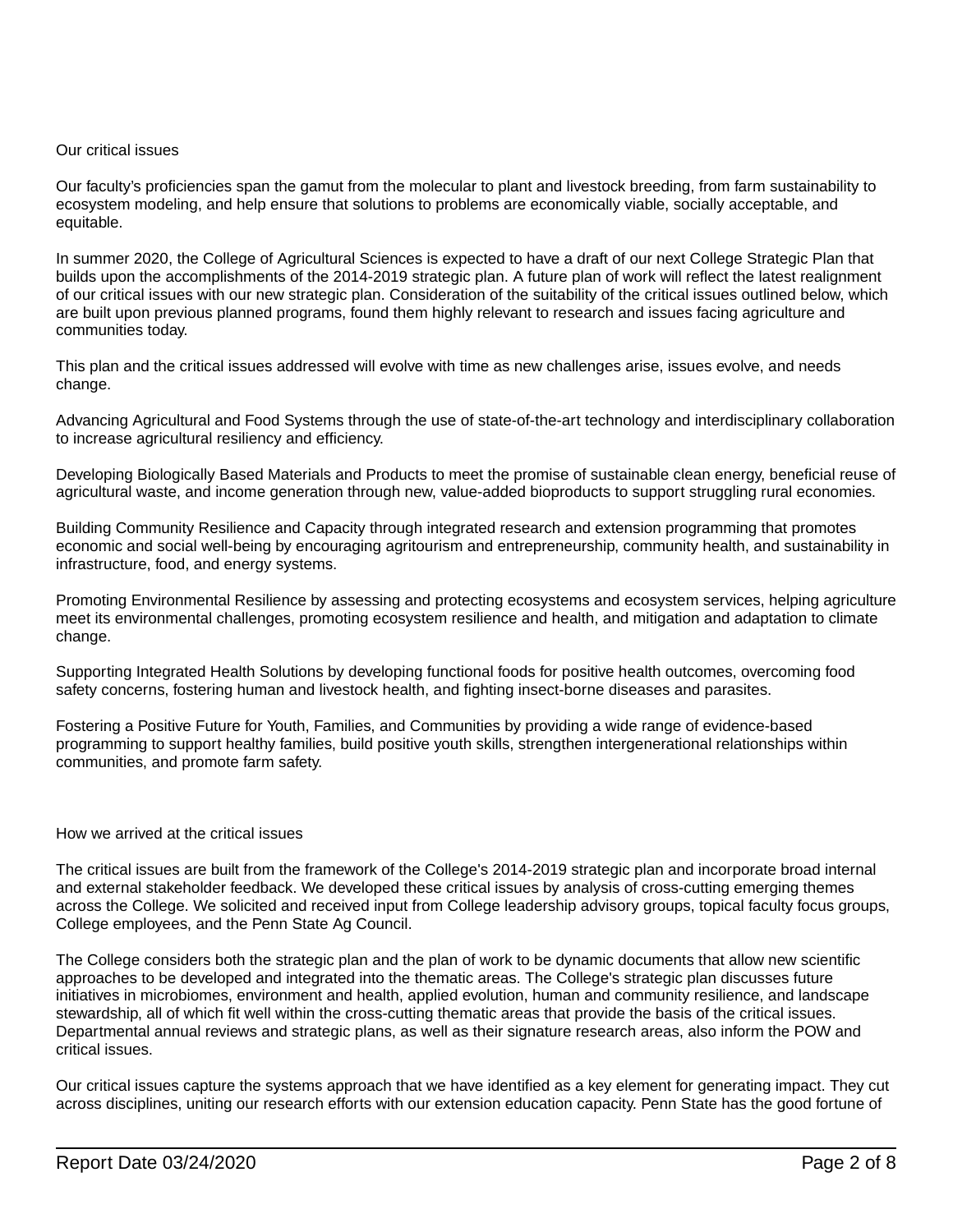## Our critical issues

Our faculty's proficiencies span the gamut from the molecular to plant and livestock breeding, from farm sustainability to ecosystem modeling, and help ensure that solutions to problems are economically viable, socially acceptable, and equitable.

In summer 2020, the College of Agricultural Sciences is expected to have a draft of our next College Strategic Plan that builds upon the accomplishments of the 2014-2019 strategic plan. A future plan of work will reflect the latest realignment of our critical issues with our new strategic plan. Consideration of the suitability of the critical issues outlined below, which are built upon previous planned programs, found them highly relevant to research and issues facing agriculture and communities today.

This plan and the critical issues addressed will evolve with time as new challenges arise, issues evolve, and needs change.

Advancing Agricultural and Food Systems through the use of state-of-the-art technology and interdisciplinary collaboration to increase agricultural resiliency and efficiency.

Developing Biologically Based Materials and Products to meet the promise of sustainable clean energy, beneficial reuse of agricultural waste, and income generation through new, value-added bioproducts to support struggling rural economies.

Building Community Resilience and Capacity through integrated research and extension programming that promotes economic and social well-being by encouraging agritourism and entrepreneurship, community health, and sustainability in infrastructure, food, and energy systems.

Promoting Environmental Resilience by assessing and protecting ecosystems and ecosystem services, helping agriculture meet its environmental challenges, promoting ecosystem resilience and health, and mitigation and adaptation to climate change.

Supporting Integrated Health Solutions by developing functional foods for positive health outcomes, overcoming food safety concerns, fostering human and livestock health, and fighting insect-borne diseases and parasites.

Fostering a Positive Future for Youth, Families, and Communities by providing a wide range of evidence-based programming to support healthy families, build positive youth skills, strengthen intergenerational relationships within communities, and promote farm safety.

## How we arrived at the critical issues

The critical issues are built from the framework of the College's 2014-2019 strategic plan and incorporate broad internal and external stakeholder feedback. We developed these critical issues by analysis of cross-cutting emerging themes across the College. We solicited and received input from College leadership advisory groups, topical faculty focus groups, College employees, and the Penn State Ag Council.

The College considers both the strategic plan and the plan of work to be dynamic documents that allow new scientific approaches to be developed and integrated into the thematic areas. The College's strategic plan discusses future initiatives in microbiomes, environment and health, applied evolution, human and community resilience, and landscape stewardship, all of which fit well within the cross-cutting thematic areas that provide the basis of the critical issues. Departmental annual reviews and strategic plans, as well as their signature research areas, also inform the POW and critical issues.

Our critical issues capture the systems approach that we have identified as a key element for generating impact. They cut across disciplines, uniting our research efforts with our extension education capacity. Penn State has the good fortune of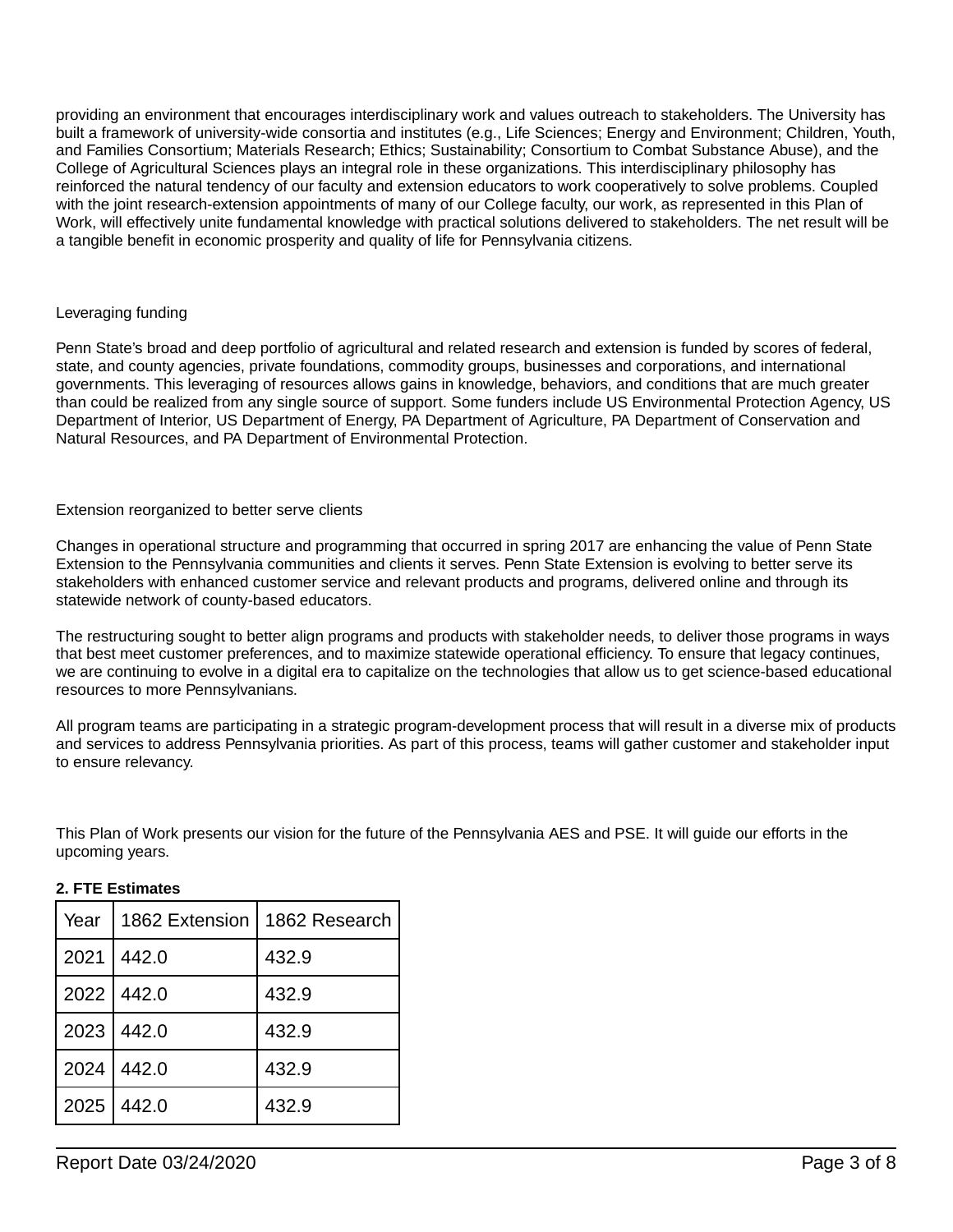providing an environment that encourages interdisciplinary work and values outreach to stakeholders. The University has built a framework of university-wide consortia and institutes (e.g., Life Sciences; Energy and Environment; Children, Youth, and Families Consortium; Materials Research; Ethics; Sustainability; Consortium to Combat Substance Abuse), and the College of Agricultural Sciences plays an integral role in these organizations. This interdisciplinary philosophy has reinforced the natural tendency of our faculty and extension educators to work cooperatively to solve problems. Coupled with the joint research-extension appointments of many of our College faculty, our work, as represented in this Plan of Work, will effectively unite fundamental knowledge with practical solutions delivered to stakeholders. The net result will be a tangible benefit in economic prosperity and quality of life for Pennsylvania citizens.

Leveraging funding

Penn State's broad and deep portfolio of agricultural and related research and extension is funded by scores of federal, state, and county agencies, private foundations, commodity groups, businesses and corporations, and international governments. This leveraging of resources allows gains in knowledge, behaviors, and conditions that are much greater than could be realized from any single source of support. Some funders include US Environmental Protection Agency, US Department of Interior, US Department of Energy, PA Department of Agriculture, PA Department of Conservation and Natural Resources, and PA Department of Environmental Protection.

Extension reorganized to better serve clients

Changes in operational structure and programming that occurred in spring 2017 are enhancing the value of Penn State Extension to the Pennsylvania communities and clients it serves. Penn State Extension is evolving to better serve its stakeholders with enhanced customer service and relevant products and programs, delivered online and through its statewide network of county-based educators.

The restructuring sought to better align programs and products with stakeholder needs, to deliver those programs in ways that best meet customer preferences, and to maximize statewide operational efficiency. To ensure that legacy continues, we are continuing to evolve in a digital era to capitalize on the technologies that allow us to get science-based educational resources to more Pennsylvanians.

All program teams are participating in a strategic program-development process that will result in a diverse mix of products and services to address Pennsylvania priorities. As part of this process, teams will gather customer and stakeholder input to ensure relevancy.

This Plan of Work presents our vision for the future of the Pennsylvania AES and PSE. It will guide our efforts in the upcoming years.

**2. FTE Estimates**

| Year | 1862 Extension | 1862 Research |
|---|---|---|
| 2021 | 442.0 | 432.9 |
| 2022 | 442.0 | 432.9 |
| 2023 | 442.0 | 432.9 |
| 2024 | 442.0 | 432.9 |
| 2025 | 442.0 | 432.9 |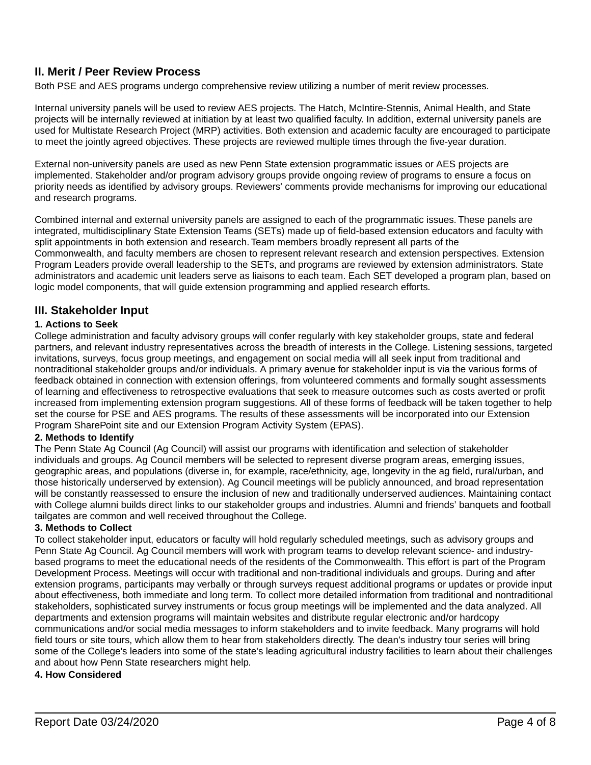## II. Merit / Peer Review Process

Both PSE and AES programs undergo comprehensive review utilizing a number of merit review processes.

Internal university panels will be used to review AES projects. The Hatch, McIntire-Stennis, Animal Health, and State projects will be internally reviewed at initiation by at least two qualified faculty. In addition, external university panels are used for Multistate Research Project (MRP) activities. Both extension and academic faculty are encouraged to participate to meet the jointly agreed objectives. These projects are reviewed multiple times through the five-year duration.

External non-university panels are used as new Penn State extension programmatic issues or AES projects are implemented. Stakeholder and/or program advisory groups provide ongoing review of programs to ensure a focus on priority needs as identified by advisory groups. Reviewers' comments provide mechanisms for improving our educational and research programs.

Combined internal and external university panels are assigned to each of the programmatic issues. These panels are integrated, multidisciplinary State Extension Teams (SETs) made up of field-based extension educators and faculty with split appointments in both extension and research. Team members broadly represent all parts of the Commonwealth, and faculty members are chosen to represent relevant research and extension perspectives. Extension Program Leaders provide overall leadership to the SETs, and programs are reviewed by extension administrators. State administrators and academic unit leaders serve as liaisons to each team. Each SET developed a program plan, based on logic model components, that will guide extension programming and applied research efforts.

## III. Stakeholder Input

**1. Actions to Seek**

College administration and faculty advisory groups will confer regularly with key stakeholder groups, state and federal partners, and relevant industry representatives across the breadth of interests in the College. Listening sessions, targeted invitations, surveys, focus group meetings, and engagement on social media will all seek input from traditional and nontraditional stakeholder groups and/or individuals. A primary avenue for stakeholder input is via the various forms of feedback obtained in connection with extension offerings, from volunteered comments and formally sought assessments of learning and effectiveness to retrospective evaluations that seek to measure outcomes such as costs averted or profit increased from implementing extension program suggestions. All of these forms of feedback will be taken together to help set the course for PSE and AES programs. The results of these assessments will be incorporated into our Extension Program SharePoint site and our Extension Program Activity System (EPAS).

**2. Methods to Identify**

The Penn State Ag Council (Ag Council) will assist our programs with identification and selection of stakeholder individuals and groups. Ag Council members will be selected to represent diverse program areas, emerging issues, geographic areas, and populations (diverse in, for example, race/ethnicity, age, longevity in the ag field, rural/urban, and those historically underserved by extension). Ag Council meetings will be publicly announced, and broad representation will be constantly reassessed to ensure the inclusion of new and traditionally underserved audiences. Maintaining contact with College alumni builds direct links to our stakeholder groups and industries. Alumni and friends' banquets and football tailgates are common and well received throughout the College.

**3. Methods to Collect**

To collect stakeholder input, educators or faculty will hold regularly scheduled meetings, such as advisory groups and Penn State Ag Council. Ag Council members will work with program teams to develop relevant science- and industry-based programs to meet the educational needs of the residents of the Commonwealth. This effort is part of the Program Development Process. Meetings will occur with traditional and non-traditional individuals and groups. During and after extension programs, participants may verbally or through surveys request additional programs or updates or provide input about effectiveness, both immediate and long term. To collect more detailed information from traditional and nontraditional stakeholders, sophisticated survey instruments or focus group meetings will be implemented and the data analyzed. All departments and extension programs will maintain websites and distribute regular electronic and/or hardcopy communications and/or social media messages to inform stakeholders and to invite feedback. Many programs will hold field tours or site tours, which allow them to hear from stakeholders directly. The dean's industry tour series will bring some of the College's leaders into some of the state's leading agricultural industry facilities to learn about their challenges and about how Penn State researchers might help.

**4. How Considered**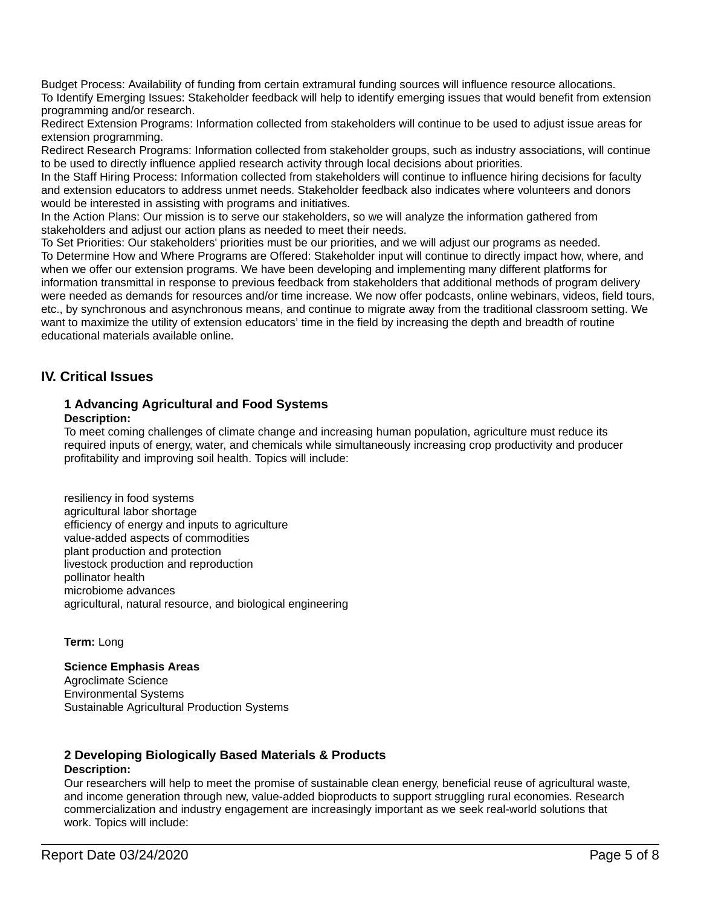Budget Process: Availability of funding from certain extramural funding sources will influence resource allocations.
To Identify Emerging Issues: Stakeholder feedback will help to identify emerging issues that would benefit from extension programming and/or research.
Redirect Extension Programs: Information collected from stakeholders will continue to be used to adjust issue areas for extension programming.
Redirect Research Programs: Information collected from stakeholder groups, such as industry associations, will continue to be used to directly influence applied research activity through local decisions about priorities.
In the Staff Hiring Process: Information collected from stakeholders will continue to influence hiring decisions for faculty and extension educators to address unmet needs. Stakeholder feedback also indicates where volunteers and donors would be interested in assisting with programs and initiatives.
In the Action Plans: Our mission is to serve our stakeholders, so we will analyze the information gathered from stakeholders and adjust our action plans as needed to meet their needs.
To Set Priorities: Our stakeholders' priorities must be our priorities, and we will adjust our programs as needed.
To Determine How and Where Programs are Offered: Stakeholder input will continue to directly impact how, where, and when we offer our extension programs. We have been developing and implementing many different platforms for information transmittal in response to previous feedback from stakeholders that additional methods of program delivery were needed as demands for resources and/or time increase. We now offer podcasts, online webinars, videos, field tours, etc., by synchronous and asynchronous means, and continue to migrate away from the traditional classroom setting. We want to maximize the utility of extension educators' time in the field by increasing the depth and breadth of routine educational materials available online.

## IV. Critical Issues

### 1 Advancing Agricultural and Food Systems

**Description:**

To meet coming challenges of climate change and increasing human population, agriculture must reduce its required inputs of energy, water, and chemicals while simultaneously increasing crop productivity and producer profitability and improving soil health. Topics will include:

resiliency in food systems
agricultural labor shortage
efficiency of energy and inputs to agriculture
value-added aspects of commodities
plant production and protection
livestock production and reproduction
pollinator health
microbiome advances
agricultural, natural resource, and biological engineering

**Term:** Long

**Science Emphasis Areas**

Agroclimate Science
Environmental Systems
Sustainable Agricultural Production Systems

### 2 Developing Biologically Based Materials & Products

**Description:**

Our researchers will help to meet the promise of sustainable clean energy, beneficial reuse of agricultural waste, and income generation through new, value-added bioproducts to support struggling rural economies. Research commercialization and industry engagement are increasingly important as we seek real-world solutions that work. Topics will include: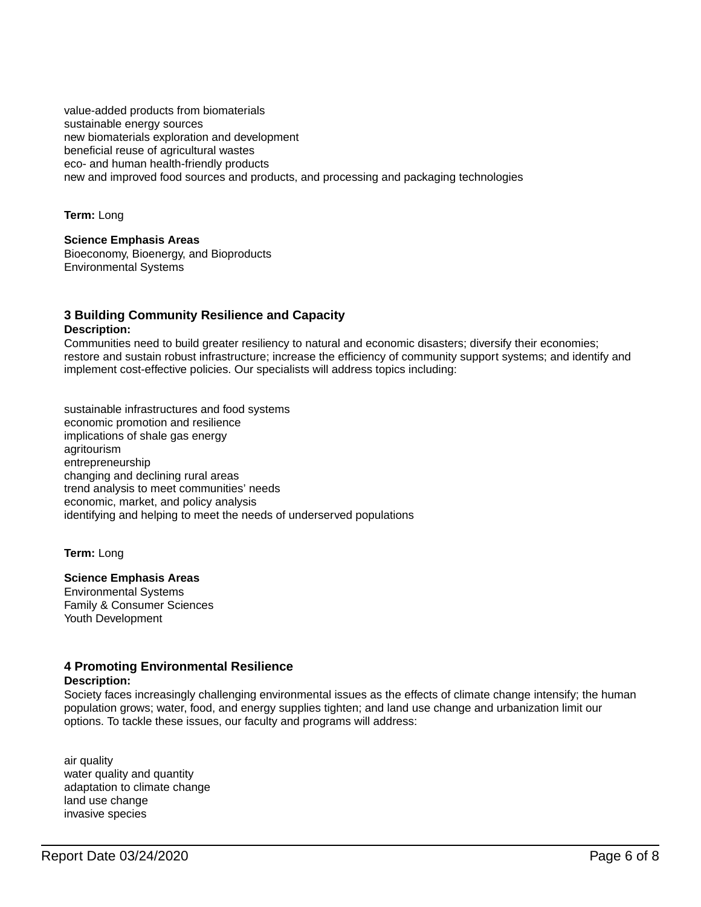value-added products from biomaterials
sustainable energy sources
new biomaterials exploration and development
beneficial reuse of agricultural wastes
eco- and human health-friendly products
new and improved food sources and products, and processing and packaging technologies

**Term:** Long

**Science Emphasis Areas**
Bioeconomy, Bioenergy, and Bioproducts
Environmental Systems

### 3 Building Community Resilience and Capacity

**Description:**
Communities need to build greater resiliency to natural and economic disasters; diversify their economies; restore and sustain robust infrastructure; increase the efficiency of community support systems; and identify and implement cost-effective policies. Our specialists will address topics including:

sustainable infrastructures and food systems
economic promotion and resilience
implications of shale gas energy
agritourism
entrepreneurship
changing and declining rural areas
trend analysis to meet communities' needs
economic, market, and policy analysis
identifying and helping to meet the needs of underserved populations

**Term:** Long

**Science Emphasis Areas**
Environmental Systems
Family & Consumer Sciences
Youth Development

### 4 Promoting Environmental Resilience

**Description:**
Society faces increasingly challenging environmental issues as the effects of climate change intensify; the human population grows; water, food, and energy supplies tighten; and land use change and urbanization limit our options. To tackle these issues, our faculty and programs will address:

air quality
water quality and quantity
adaptation to climate change
land use change
invasive species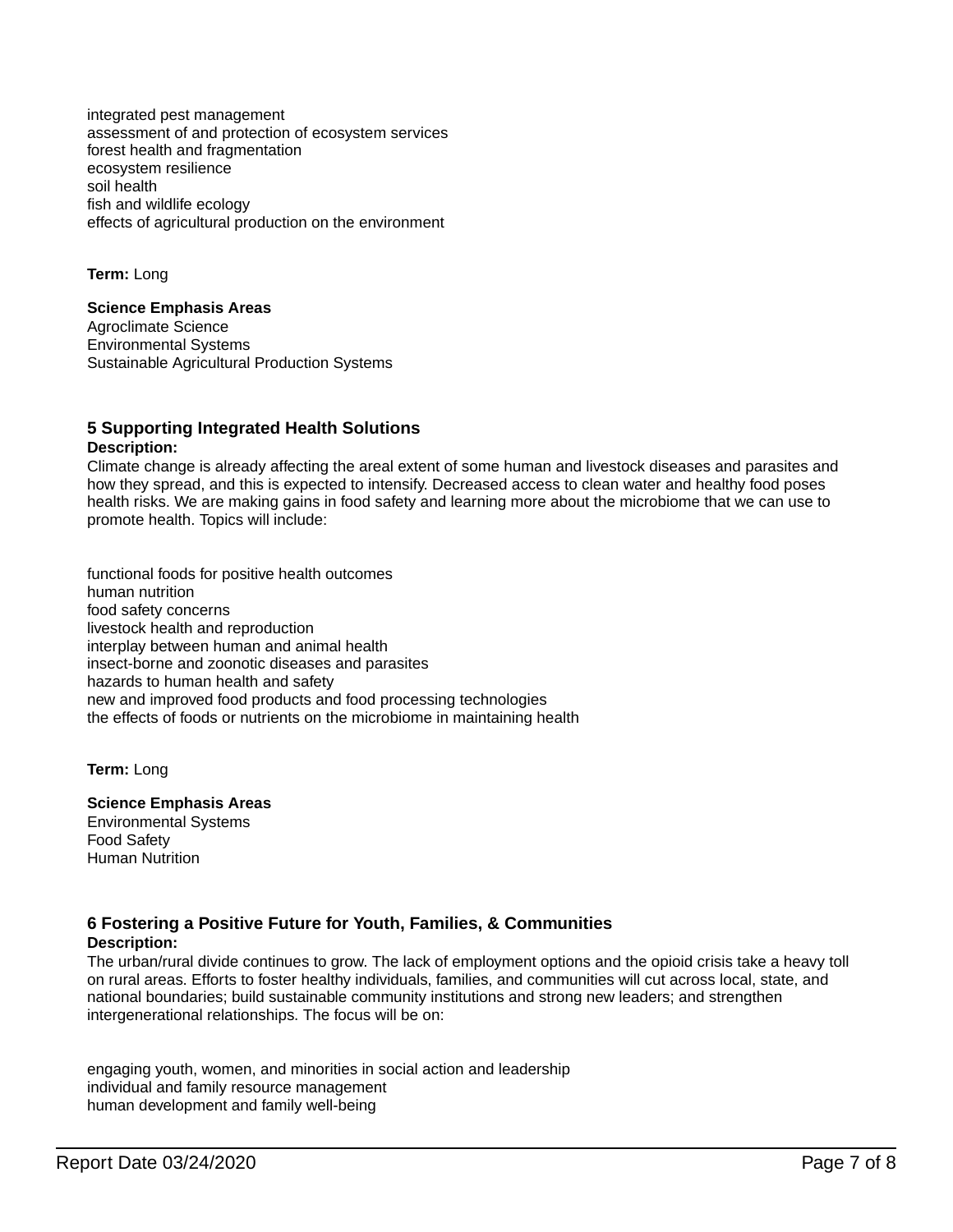integrated pest management
assessment of and protection of ecosystem services
forest health and fragmentation
ecosystem resilience
soil health
fish and wildlife ecology
effects of agricultural production on the environment

**Term:** Long

**Science Emphasis Areas**
Agroclimate Science
Environmental Systems
Sustainable Agricultural Production Systems

### 5 Supporting Integrated Health Solutions

**Description:**
Climate change is already affecting the areal extent of some human and livestock diseases and parasites and how they spread, and this is expected to intensify. Decreased access to clean water and healthy food poses health risks. We are making gains in food safety and learning more about the microbiome that we can use to promote health. Topics will include:

functional foods for positive health outcomes
human nutrition
food safety concerns
livestock health and reproduction
interplay between human and animal health
insect-borne and zoonotic diseases and parasites
hazards to human health and safety
new and improved food products and food processing technologies
the effects of foods or nutrients on the microbiome in maintaining health

**Term:** Long

**Science Emphasis Areas**
Environmental Systems
Food Safety
Human Nutrition

### 6 Fostering a Positive Future for Youth, Families, & Communities

**Description:**
The urban/rural divide continues to grow. The lack of employment options and the opioid crisis take a heavy toll on rural areas. Efforts to foster healthy individuals, families, and communities will cut across local, state, and national boundaries; build sustainable community institutions and strong new leaders; and strengthen intergenerational relationships. The focus will be on:

engaging youth, women, and minorities in social action and leadership
individual and family resource management
human development and family well-being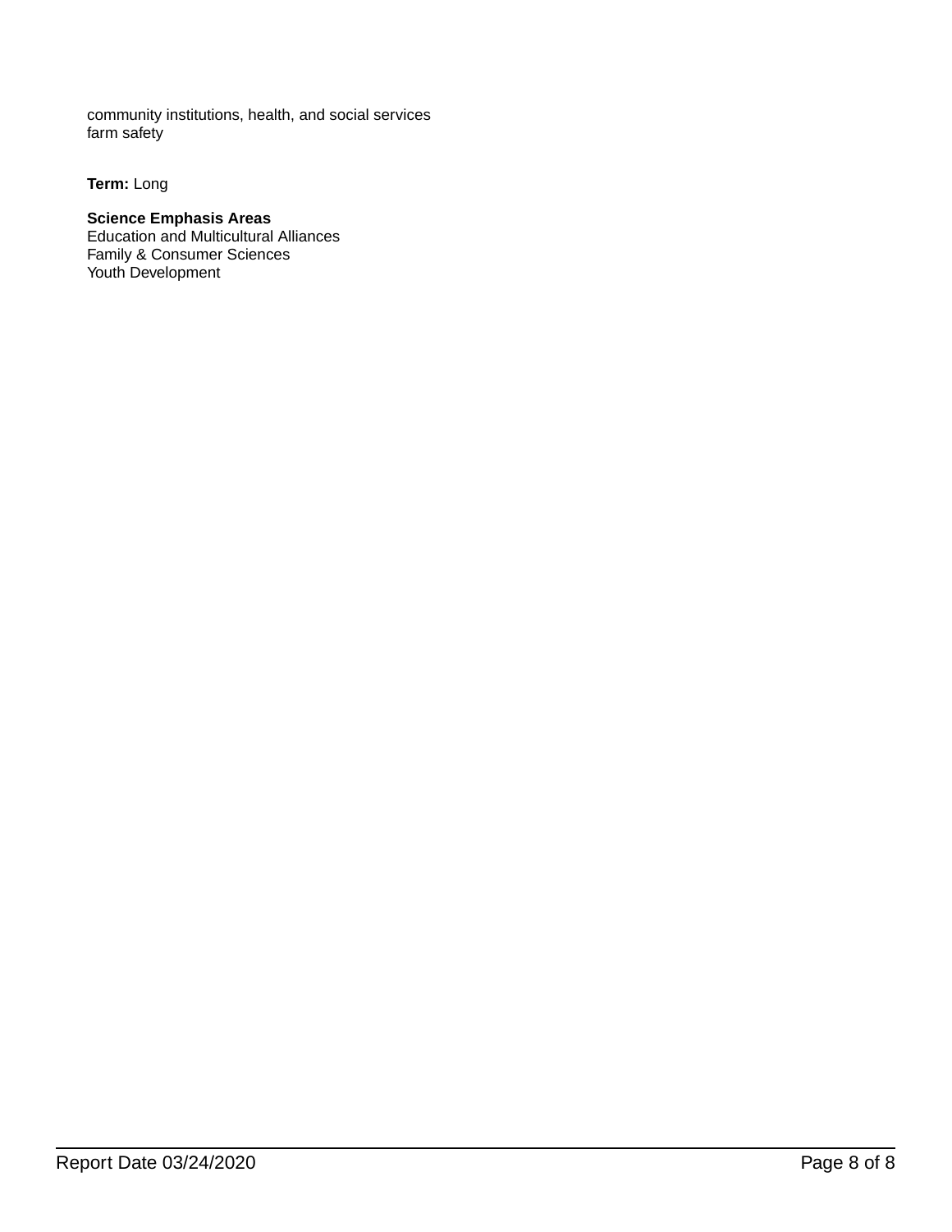community institutions, health, and social services
farm safety

**Term:** Long

**Science Emphasis Areas**
Education and Multicultural Alliances
Family & Consumer Sciences
Youth Development